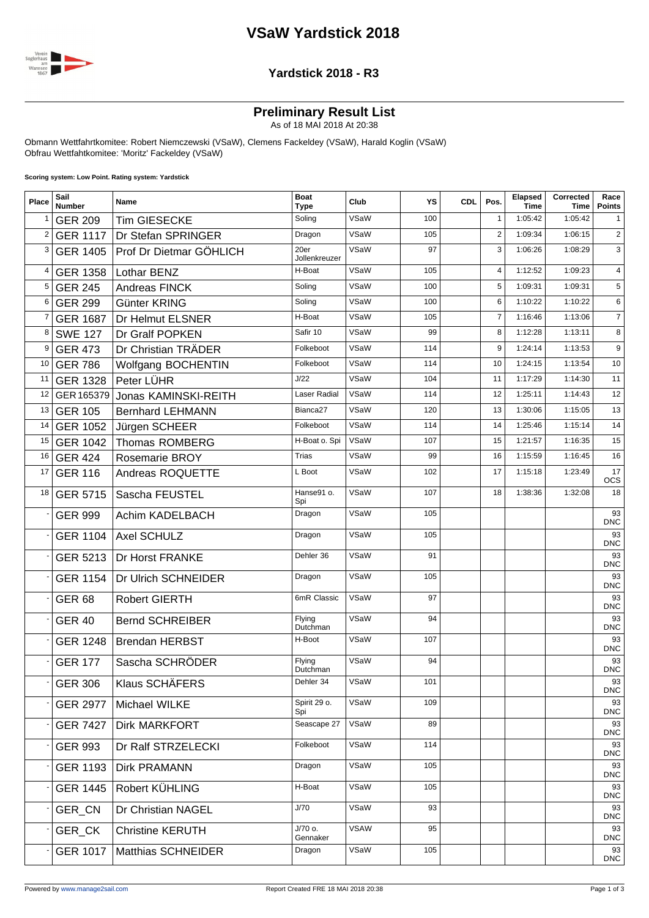# VSaW Yardstick 2018

## Yardstick 2018 - R3

## Preliminary Result List

As of 18 MAI 2018 At 20:38

Obmann Wettfahrtkomitee: Robert Niemczewski (VSaW), Clemens Fackeldey (VSaW), Harald Koglin (VSaW)
Obfrau Wettfahtkomitee: 'Moritz' Fackeldey (VSaW)

**Scoring system: Low Point. Rating system: Yardstick**

| Place | Sail Number | Name | Boat Type | Club | YS | CDL | Pos. | Elapsed Time | Corrected Time | Race Points |
|---|---|---|---|---|---|---|---|---|---|---|
| 1 | GER 209 | Tim GIESECKE | Soling | VSaW | 100 | | 1 | 1:05:42 | 1:05:42 | 1 |
| 2 | GER 1117 | Dr Stefan SPRINGER | Dragon | VSaW | 105 | | 2 | 1:09:34 | 1:06:15 | 2 |
| 3 | GER 1405 | Prof Dr Dietmar GÖHLICH | 20er Jollenkreuzer | VSaW | 97 | | 3 | 1:06:26 | 1:08:29 | 3 |
| 4 | GER 1358 | Lothar BENZ | H-Boat | VSaW | 105 | | 4 | 1:12:52 | 1:09:23 | 4 |
| 5 | GER 245 | Andreas FINCK | Soling | VSaW | 100 | | 5 | 1:09:31 | 1:09:31 | 5 |
| 6 | GER 299 | Günter KRING | Soling | VSaW | 100 | | 6 | 1:10:22 | 1:10:22 | 6 |
| 7 | GER 1687 | Dr Helmut ELSNER | H-Boat | VSaW | 105 | | 7 | 1:16:46 | 1:13:06 | 7 |
| 8 | SWE 127 | Dr Gralf POPKEN | Safir 10 | VSaW | 99 | | 8 | 1:12:28 | 1:13:11 | 8 |
| 9 | GER 473 | Dr Christian TRÄDER | Folkeboot | VSaW | 114 | | 9 | 1:24:14 | 1:13:53 | 9 |
| 10 | GER 786 | Wolfgang BOCHENTIN | Folkeboot | VSaW | 114 | | 10 | 1:24:15 | 1:13:54 | 10 |
| 11 | GER 1328 | Peter LÜHR | J/22 | VSaW | 104 | | 11 | 1:17:29 | 1:14:30 | 11 |
| 12 | GER 165379 | Jonas KAMINSKI-REITH | Laser Radial | VSaW | 114 | | 12 | 1:25:11 | 1:14:43 | 12 |
| 13 | GER 105 | Bernhard LEHMANN | Bianca27 | VSaW | 120 | | 13 | 1:30:06 | 1:15:05 | 13 |
| 14 | GER 1052 | Jürgen SCHEER | Folkeboot | VSaW | 114 | | 14 | 1:25:46 | 1:15:14 | 14 |
| 15 | GER 1042 | Thomas ROMBERG | H-Boat o. Spi | VSaW | 107 | | 15 | 1:21:57 | 1:16:35 | 15 |
| 16 | GER 424 | Rosemarie BROY | Trias | VSaW | 99 | | 16 | 1:15:59 | 1:16:45 | 16 |
| 17 | GER 116 | Andreas ROQUETTE | L Boot | VSaW | 102 | | 17 | 1:15:18 | 1:23:49 | 17 OCS |
| 18 | GER 5715 | Sascha FEUSTEL | Hanse91 o. Spi | VSaW | 107 | | 18 | 1:38:36 | 1:32:08 | 18 |
| - | GER 999 | Achim KADELBACH | Dragon | VSaW | 105 | | | | | 93 DNC |
| - | GER 1104 | Axel SCHULZ | Dragon | VSaW | 105 | | | | | 93 DNC |
| - | GER 5213 | Dr Horst FRANKE | Dehler 36 | VSaW | 91 | | | | | 93 DNC |
| - | GER 1154 | Dr Ulrich SCHNEIDER | Dragon | VSaW | 105 | | | | | 93 DNC |
| - | GER 68 | Robert GIERTH | 6mR Classic | VSaW | 97 | | | | | 93 DNC |
| - | GER 40 | Bernd SCHREIBER | Flying Dutchman | VSaW | 94 | | | | | 93 DNC |
| - | GER 1248 | Brendan HERBST | H-Boot | VSaW | 107 | | | | | 93 DNC |
| - | GER 177 | Sascha SCHRÖDER | Flying Dutchman | VSaW | 94 | | | | | 93 DNC |
| - | GER 306 | Klaus SCHÄFERS | Dehler 34 | VSaW | 101 | | | | | 93 DNC |
| - | GER 2977 | Michael WILKE | Spirit 29 o. Spi | VSaW | 109 | | | | | 93 DNC |
| - | GER 7427 | Dirk MARKFORT | Seascape 27 | VSaW | 89 | | | | | 93 DNC |
| - | GER 993 | Dr Ralf STRZELECKI | Folkeboot | VSaW | 114 | | | | | 93 DNC |
| - | GER 1193 | Dirk PRAMANN | Dragon | VSaW | 105 | | | | | 93 DNC |
| - | GER 1445 | Robert KÜHLING | H-Boat | VSaW | 105 | | | | | 93 DNC |
| - | GER_CN | Dr Christian NAGEL | J/70 | VSaW | 93 | | | | | 93 DNC |
| - | GER_CK | Christine KERUTH | J/70 o. Gennaker | VSAW | 95 | | | | | 93 DNC |
| - | GER 1017 | Matthias SCHNEIDER | Dragon | VSaW | 105 | | | | | 93 DNC |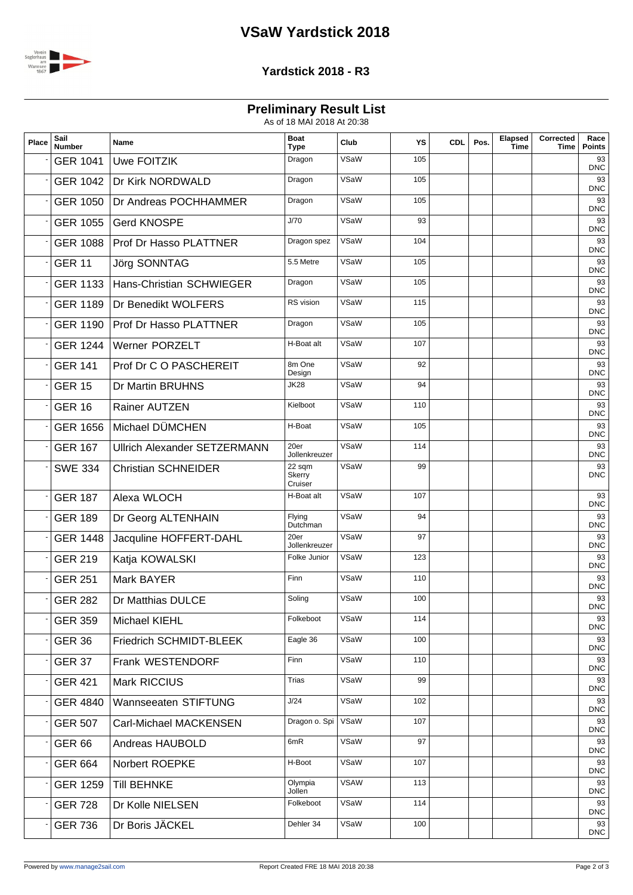# VSaW Yardstick 2018

### Yardstick 2018 - R3

## Preliminary Result List

As of 18 MAI 2018 At 20:38

| Place | Sail Number | Name | Boat Type | Club | YS | CDL | Pos. | Elapsed Time | Corrected Time | Race Points |
|---|---|---|---|---|---|---|---|---|---|---|
| - | GER 1041 | Uwe FOITZIK | Dragon | VSaW | 105 | | | | | 93 DNC |
| - | GER 1042 | Dr Kirk NORDWALD | Dragon | VSaW | 105 | | | | | 93 DNC |
| - | GER 1050 | Dr Andreas POCHHAMMER | Dragon | VSaW | 105 | | | | | 93 DNC |
| - | GER 1055 | Gerd KNOSPE | J/70 | VSaW | 93 | | | | | 93 DNC |
| - | GER 1088 | Prof Dr Hasso PLATTNER | Dragon spez | VSaW | 104 | | | | | 93 DNC |
| - | GER 11 | Jörg SONNTAG | 5.5 Metre | VSaW | 105 | | | | | 93 DNC |
| - | GER 1133 | Hans-Christian SCHWIEGER | Dragon | VSaW | 105 | | | | | 93 DNC |
| - | GER 1189 | Dr Benedikt WOLFERS | RS vision | VSaW | 115 | | | | | 93 DNC |
| - | GER 1190 | Prof Dr Hasso PLATTNER | Dragon | VSaW | 105 | | | | | 93 DNC |
| - | GER 1244 | Werner PORZELT | H-Boat alt | VSaW | 107 | | | | | 93 DNC |
| - | GER 141 | Prof Dr C O PASCHEREIT | 8m One Design | VSaW | 92 | | | | | 93 DNC |
| - | GER 15 | Dr Martin BRUHNS | JK28 | VSaW | 94 | | | | | 93 DNC |
| - | GER 16 | Rainer AUTZEN | Kielboot | VSaW | 110 | | | | | 93 DNC |
| - | GER 1656 | Michael DÜMCHEN | H-Boat | VSaW | 105 | | | | | 93 DNC |
| - | GER 167 | Ullrich Alexander SETZERMANN | 20er Jollenkreuzer | VSaW | 114 | | | | | 93 DNC |
| - | SWE 334 | Christian SCHNEIDER | 22 sqm Skerry Cruiser | VSaW | 99 | | | | | 93 DNC |
| - | GER 187 | Alexa WLOCH | H-Boat alt | VSaW | 107 | | | | | 93 DNC |
| - | GER 189 | Dr Georg ALTENHAIN | Flying Dutchman | VSaW | 94 | | | | | 93 DNC |
| - | GER 1448 | Jacquline HOFFERT-DAHL | 20er Jollenkreuzer | VSaW | 97 | | | | | 93 DNC |
| - | GER 219 | Katja KOWALSKI | Folke Junior | VSaW | 123 | | | | | 93 DNC |
| - | GER 251 | Mark BAYER | Finn | VSaW | 110 | | | | | 93 DNC |
| - | GER 282 | Dr Matthias DULCE | Soling | VSaW | 100 | | | | | 93 DNC |
| - | GER 359 | Michael KIEHL | Folkeboot | VSaW | 114 | | | | | 93 DNC |
| - | GER 36 | Friedrich SCHMIDT-BLEEK | Eagle 36 | VSaW | 100 | | | | | 93 DNC |
| - | GER 37 | Frank WESTENDORF | Finn | VSaW | 110 | | | | | 93 DNC |
| - | GER 421 | Mark RICCIUS | Trias | VSaW | 99 | | | | | 93 DNC |
| - | GER 4840 | Wannseeaten STIFTUNG | J/24 | VSaW | 102 | | | | | 93 DNC |
| - | GER 507 | Carl-Michael MACKENSEN | Dragon o. Spi | VSaW | 107 | | | | | 93 DNC |
| - | GER 66 | Andreas HAUBOLD | 6mR | VSaW | 97 | | | | | 93 DNC |
| - | GER 664 | Norbert ROEPKE | H-Boot | VSaW | 107 | | | | | 93 DNC |
| - | GER 1259 | Till BEHNKE | Olympia Jollen | VSAW | 113 | | | | | 93 DNC |
| - | GER 728 | Dr Kolle NIELSEN | Folkeboot | VSaW | 114 | | | | | 93 DNC |
| - | GER 736 | Dr Boris JÄCKEL | Dehler 34 | VSaW | 100 | | | | | 93 DNC |

Powered by www.manage2sail.com — Report Created FRE 18 MAI 2018 20:38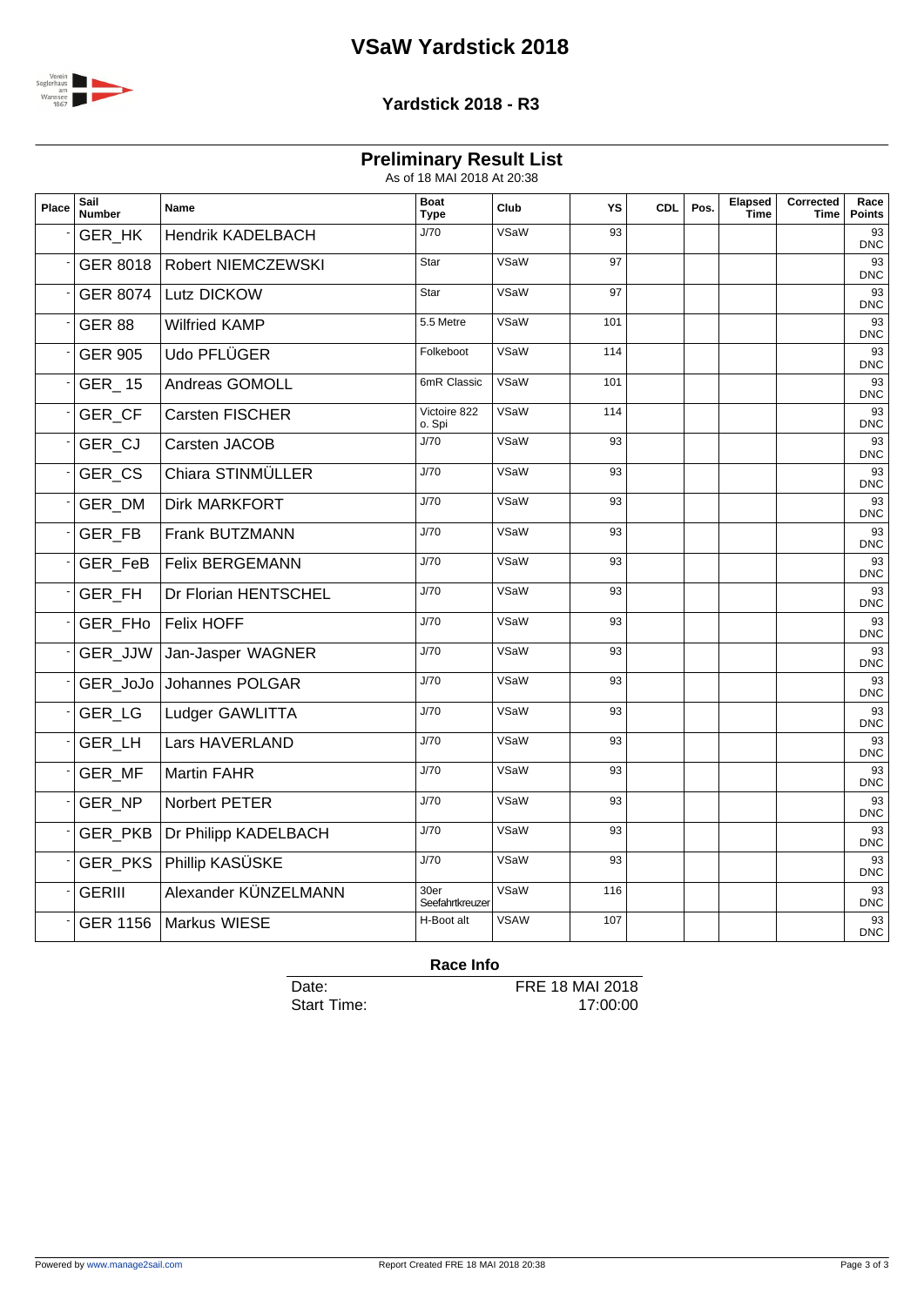# VSaW Yardstick 2018

## Yardstick 2018 - R3

### Preliminary Result List

As of 18 MAI 2018 At 20:38

| Place | Sail Number | Name | Boat Type | Club | YS | CDL | Pos. | Elapsed Time | Corrected Time | Race Points |
|---|---|---|---|---|---|---|---|---|---|---|
| - | GER_HK | Hendrik KADELBACH | J/70 | VSaW | 93 | | | | | 93 DNC |
| - | GER 8018 | Robert NIEMCZEWSKI | Star | VSaW | 97 | | | | | 93 DNC |
| - | GER 8074 | Lutz DICKOW | Star | VSaW | 97 | | | | | 93 DNC |
| - | GER 88 | Wilfried KAMP | 5.5 Metre | VSaW | 101 | | | | | 93 DNC |
| - | GER 905 | Udo PFLÜGER | Folkeboot | VSaW | 114 | | | | | 93 DNC |
| - | GER_ 15 | Andreas GOMOLL | 6mR Classic | VSaW | 101 | | | | | 93 DNC |
| - | GER_CF | Carsten FISCHER | Victoire 822 o. Spi | VSaW | 114 | | | | | 93 DNC |
| - | GER_CJ | Carsten JACOB | J/70 | VSaW | 93 | | | | | 93 DNC |
| - | GER_CS | Chiara STINMÜLLER | J/70 | VSaW | 93 | | | | | 93 DNC |
| - | GER_DM | Dirk MARKFORT | J/70 | VSaW | 93 | | | | | 93 DNC |
| - | GER_FB | Frank BUTZMANN | J/70 | VSaW | 93 | | | | | 93 DNC |
| - | GER_FeB | Felix BERGEMANN | J/70 | VSaW | 93 | | | | | 93 DNC |
| - | GER_FH | Dr Florian HENTSCHEL | J/70 | VSaW | 93 | | | | | 93 DNC |
| - | GER_FHo | Felix HOFF | J/70 | VSaW | 93 | | | | | 93 DNC |
| - | GER_JJW | Jan-Jasper WAGNER | J/70 | VSaW | 93 | | | | | 93 DNC |
| - | GER_JoJo | Johannes POLGAR | J/70 | VSaW | 93 | | | | | 93 DNC |
| - | GER_LG | Ludger GAWLITTA | J/70 | VSaW | 93 | | | | | 93 DNC |
| - | GER_LH | Lars HAVERLAND | J/70 | VSaW | 93 | | | | | 93 DNC |
| - | GER_MF | Martin FAHR | J/70 | VSaW | 93 | | | | | 93 DNC |
| - | GER_NP | Norbert PETER | J/70 | VSaW | 93 | | | | | 93 DNC |
| - | GER_PKB | Dr Philipp KADELBACH | J/70 | VSaW | 93 | | | | | 93 DNC |
| - | GER_PKS | Phillip KASÜSKE | J/70 | VSaW | 93 | | | | | 93 DNC |
| - | GERIII | Alexander KÜNZELMANN | 30er Seefahrtkreuzer | VSaW | 116 | | | | | 93 DNC |
| - | GER 1156 | Markus WIESE | H-Boot alt | VSAW | 107 | | | | | 93 DNC |

**Race Info**

| | |
|---|---|
| Date: | FRE 18 MAI 2018 |
| Start Time: | 17:00:00 |

Powered by www.manage2sail.com — Report Created FRE 18 MAI 2018 20:38